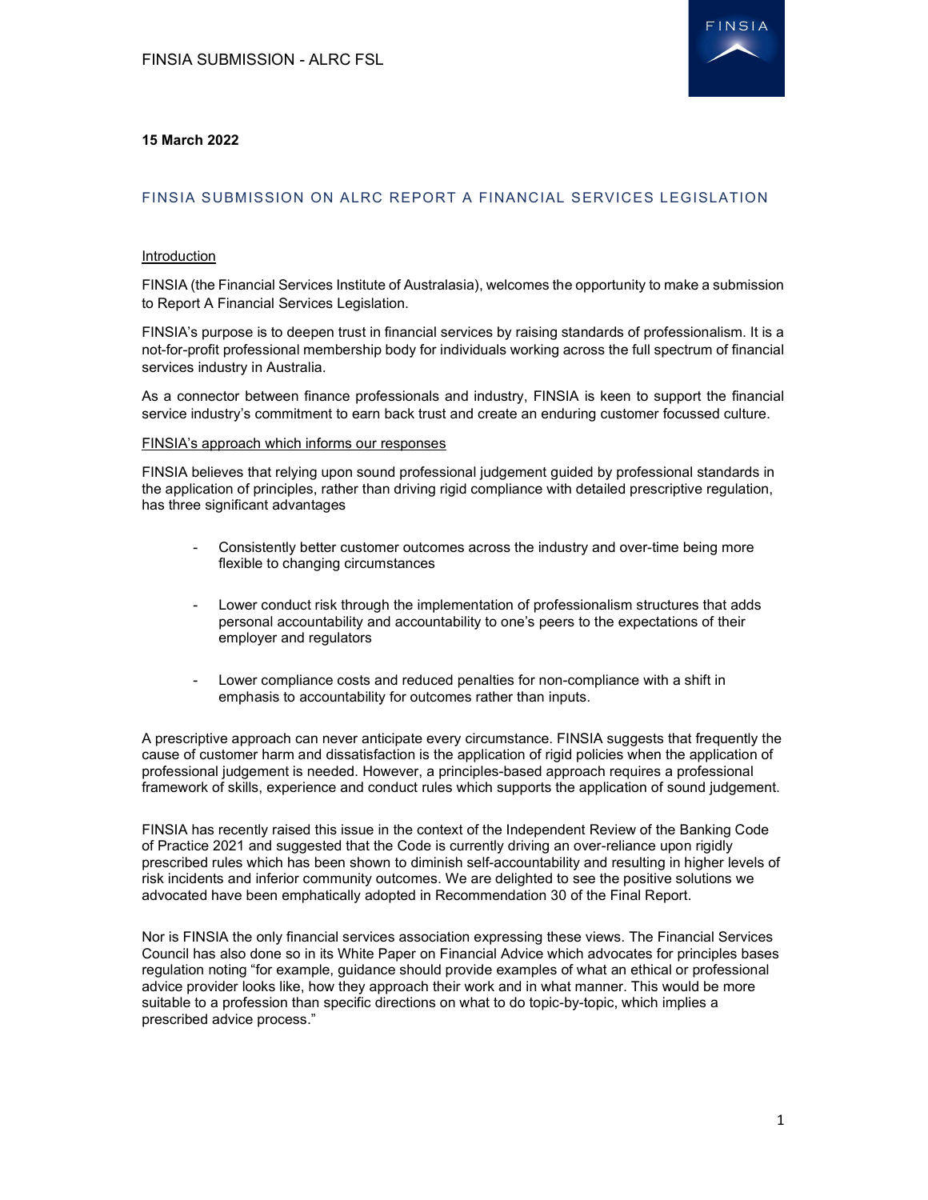**15 March 2022**

## FINSIA SUBMISSION ON ALRC REPORT A FINANCIAL SERVICES LEGISLATION

### Introduction

FINSIA (the Financial Services Institute of Australasia), welcomes the opportunity to make a submission to Report A Financial Services Legislation.

FINSIA's purpose is to deepen trust in financial services by raising standards of professionalism. It is a not-for-profit professional membership body for individuals working across the full spectrum of financial services industry in Australia.

As a connector between finance professionals and industry, FINSIA is keen to support the financial service industry's commitment to earn back trust and create an enduring customer focussed culture.

### FINSIA's approach which informs our responses

FINSIA believes that relying upon sound professional judgement guided by professional standards in the application of principles, rather than driving rigid compliance with detailed prescriptive regulation, has three significant advantages

- Consistently better customer outcomes across the industry and over-time being more flexible to changing circumstances
- Lower conduct risk through the implementation of professionalism structures that adds personal accountability and accountability to one's peers to the expectations of their employer and regulators
- Lower compliance costs and reduced penalties for non-compliance with a shift in emphasis to accountability for outcomes rather than inputs.

A prescriptive approach can never anticipate every circumstance. FINSIA suggests that frequently the cause of customer harm and dissatisfaction is the application of rigid policies when the application of professional judgement is needed. However, a principles-based approach requires a professional framework of skills, experience and conduct rules which supports the application of sound judgement.

FINSIA has recently raised this issue in the context of the Independent Review of the Banking Code of Practice 2021 and suggested that the Code is currently driving an over-reliance upon rigidly prescribed rules which has been shown to diminish self-accountability and resulting in higher levels of risk incidents and inferior community outcomes. We are delighted to see the positive solutions we advocated have been emphatically adopted in Recommendation 30 of the Final Report.

Nor is FINSIA the only financial services association expressing these views. The Financial Services Council has also done so in its White Paper on Financial Advice which advocates for principles bases regulation noting "for example, guidance should provide examples of what an ethical or professional advice provider looks like, how they approach their work and in what manner. This would be more suitable to a profession than specific directions on what to do topic-by-topic, which implies a prescribed advice process."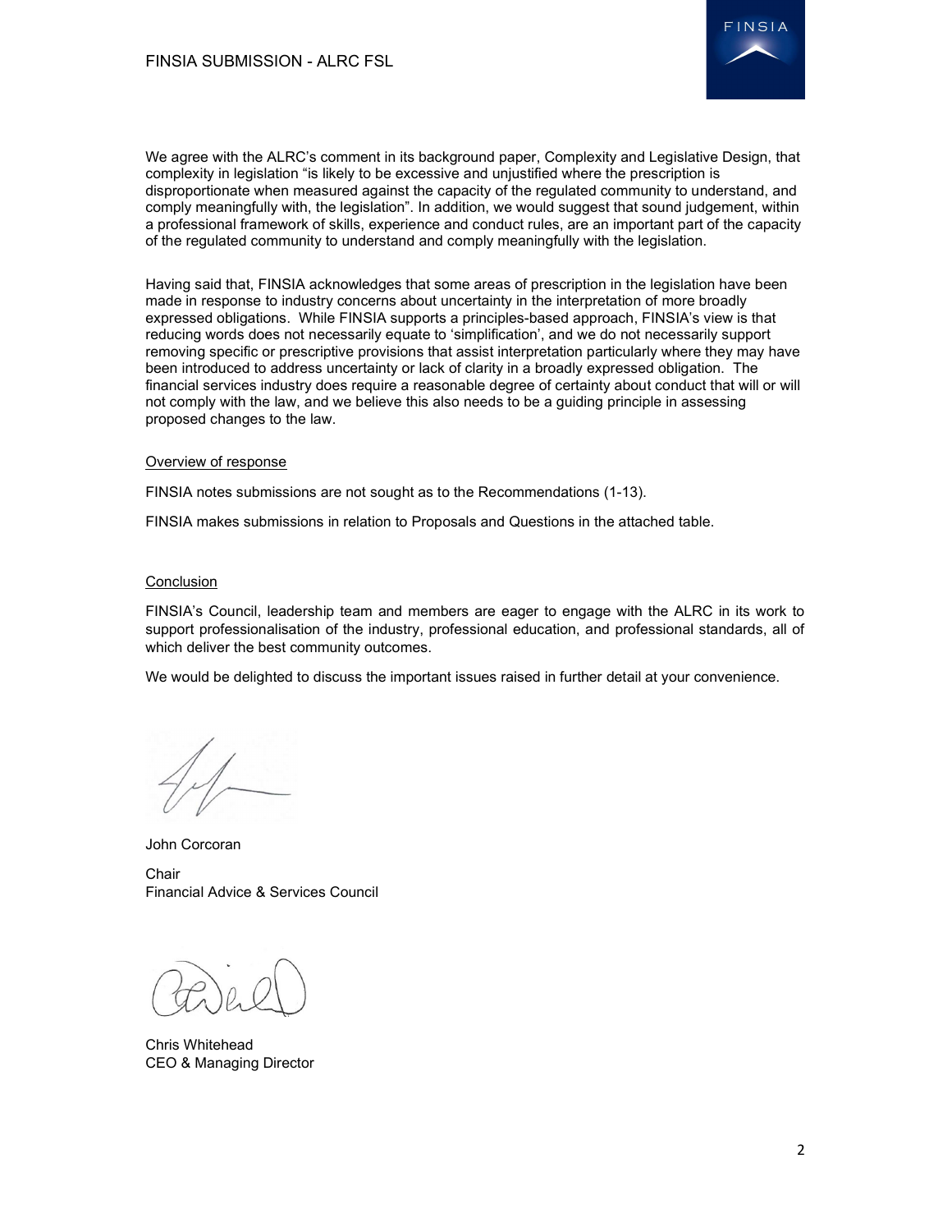We agree with the ALRC's comment in its background paper, Complexity and Legislative Design, that complexity in legislation "is likely to be excessive and unjustified where the prescription is disproportionate when measured against the capacity of the regulated community to understand, and comply meaningfully with, the legislation". In addition, we would suggest that sound judgement, within a professional framework of skills, experience and conduct rules, are an important part of the capacity of the regulated community to understand and comply meaningfully with the legislation.

Having said that, FINSIA acknowledges that some areas of prescription in the legislation have been made in response to industry concerns about uncertainty in the interpretation of more broadly expressed obligations. While FINSIA supports a principles-based approach, FINSIA's view is that reducing words does not necessarily equate to 'simplification', and we do not necessarily support removing specific or prescriptive provisions that assist interpretation particularly where they may have been introduced to address uncertainty or lack of clarity in a broadly expressed obligation. The financial services industry does require a reasonable degree of certainty about conduct that will or will not comply with the law, and we believe this also needs to be a guiding principle in assessing proposed changes to the law.

<u>Overview of response</u>

FINSIA notes submissions are not sought as to the Recommendations (1-13).

FINSIA makes submissions in relation to Proposals and Questions in the attached table.

<u>Conclusion</u>

FINSIA's Council, leadership team and members are eager to engage with the ALRC in its work to support professionalisation of the industry, professional education, and professional standards, all of which deliver the best community outcomes.

We would be delighted to discuss the important issues raised in further detail at your convenience.

John Corcoran

Chair
Financial Advice & Services Council

Chris Whitehead
CEO & Managing Director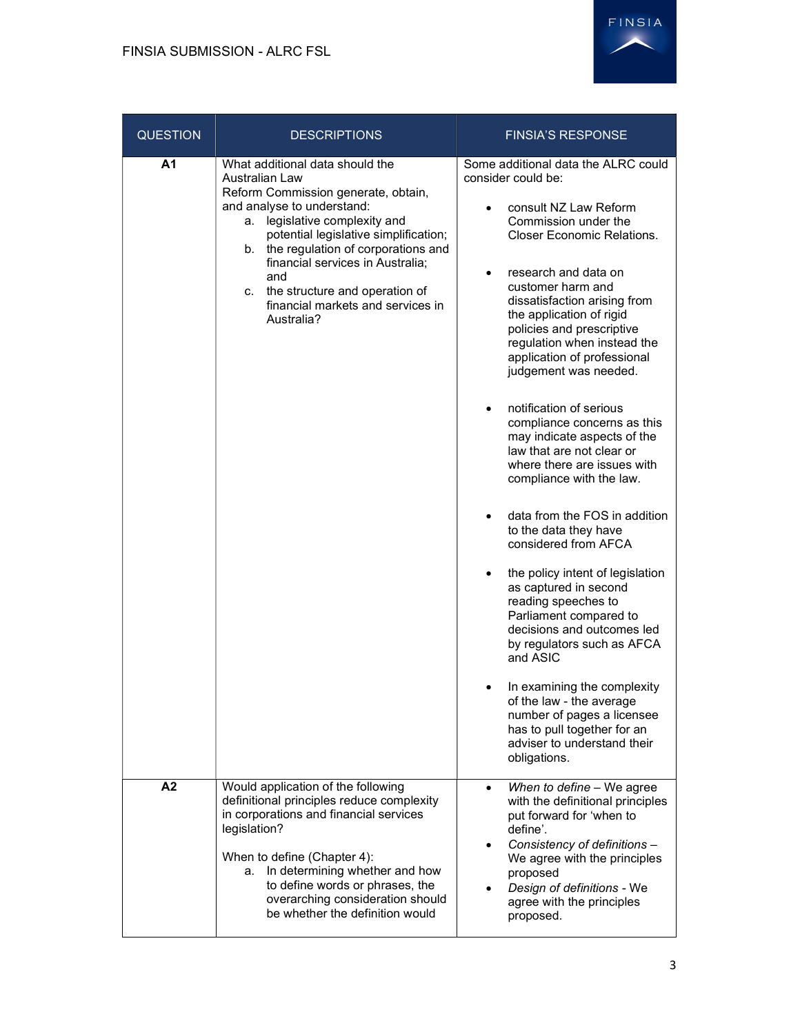| QUESTION | DESCRIPTIONS | FINSIA'S RESPONSE |
| --- | --- | --- |
| **A1** | What additional data should the Australian Law Reform Commission generate, obtain, and analyse to understand:<br>a. legislative complexity and potential legislative simplification;<br>b. the regulation of corporations and financial services in Australia; and<br>c. the structure and operation of financial markets and services in Australia? | Some additional data the ALRC could consider could be:<br>• consult NZ Law Reform Commission under the Closer Economic Relations.<br>• research and data on customer harm and dissatisfaction arising from the application of rigid policies and prescriptive regulation when instead the application of professional judgement was needed.<br>• notification of serious compliance concerns as this may indicate aspects of the law that are not clear or where there are issues with compliance with the law.<br>• data from the FOS in addition to the data they have considered from AFCA<br>• the policy intent of legislation as captured in second reading speeches to Parliament compared to decisions and outcomes led by regulators such as AFCA and ASIC<br>• In examining the complexity of the law - the average number of pages a licensee has to pull together for an adviser to understand their obligations. |
| **A2** | Would application of the following definitional principles reduce complexity in corporations and financial services legislation?<br><br>When to define (Chapter 4):<br>a. In determining whether and how to define words or phrases, the overarching consideration should be whether the definition would | • *When to define* – We agree with the definitional principles put forward for 'when to define'.<br>• *Consistency of definitions* – We agree with the principles proposed<br>• *Design of definitions* - We agree with the principles proposed. |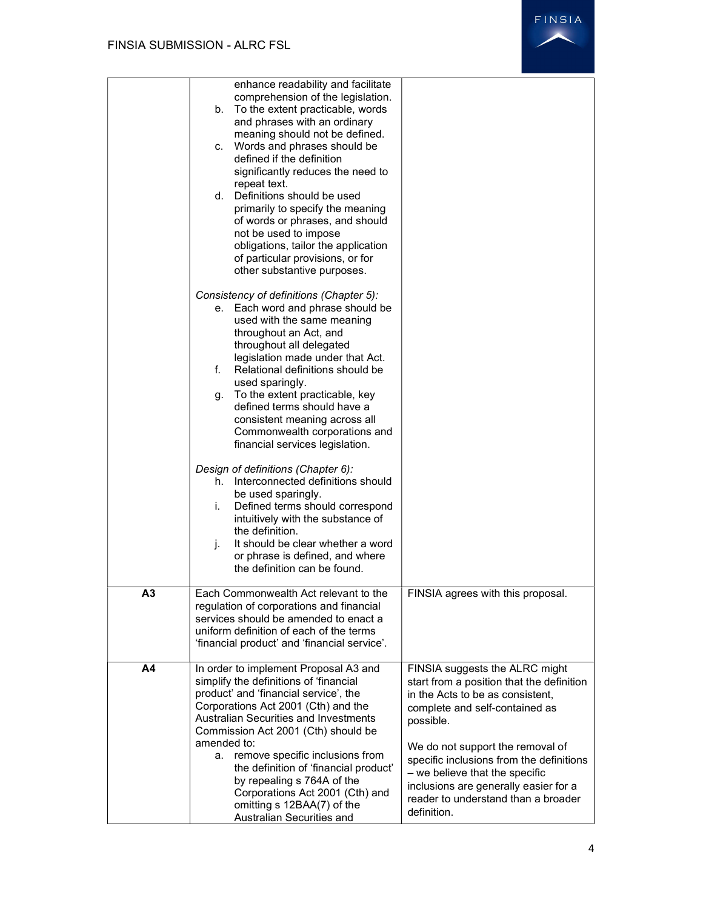| | | |
|---|---|---|
| | enhance readability and facilitate comprehension of the legislation.<br>b. To the extent practicable, words and phrases with an ordinary meaning should not be defined.<br>c. Words and phrases should be defined if the definition significantly reduces the need to repeat text.<br>d. Definitions should be used primarily to specify the meaning of words or phrases, and should not be used to impose obligations, tailor the application of particular provisions, or for other substantive purposes.<br><br>*Consistency of definitions (Chapter 5):*<br>e. Each word and phrase should be used with the same meaning throughout an Act, and throughout all delegated legislation made under that Act.<br>f. Relational definitions should be used sparingly.<br>g. To the extent practicable, key defined terms should have a consistent meaning across all Commonwealth corporations and financial services legislation.<br><br>*Design of definitions (Chapter 6):*<br>h. Interconnected definitions should be used sparingly.<br>i. Defined terms should correspond intuitively with the substance of the definition.<br>j. It should be clear whether a word or phrase is defined, and where the definition can be found. | |
| **A3** | Each Commonwealth Act relevant to the regulation of corporations and financial services should be amended to enact a uniform definition of each of the terms 'financial product' and 'financial service'. | FINSIA agrees with this proposal. |
| **A4** | In order to implement Proposal A3 and simplify the definitions of 'financial product' and 'financial service', the Corporations Act 2001 (Cth) and the Australian Securities and Investments Commission Act 2001 (Cth) should be amended to:<br>a. remove specific inclusions from the definition of 'financial product' by repealing s 764A of the Corporations Act 2001 (Cth) and omitting s 12BAA(7) of the Australian Securities and | FINSIA suggests the ALRC might start from a position that the definition in the Acts to be as consistent, complete and self-contained as possible.<br><br>We do not support the removal of specific inclusions from the definitions – we believe that the specific inclusions are generally easier for a reader to understand than a broader definition. |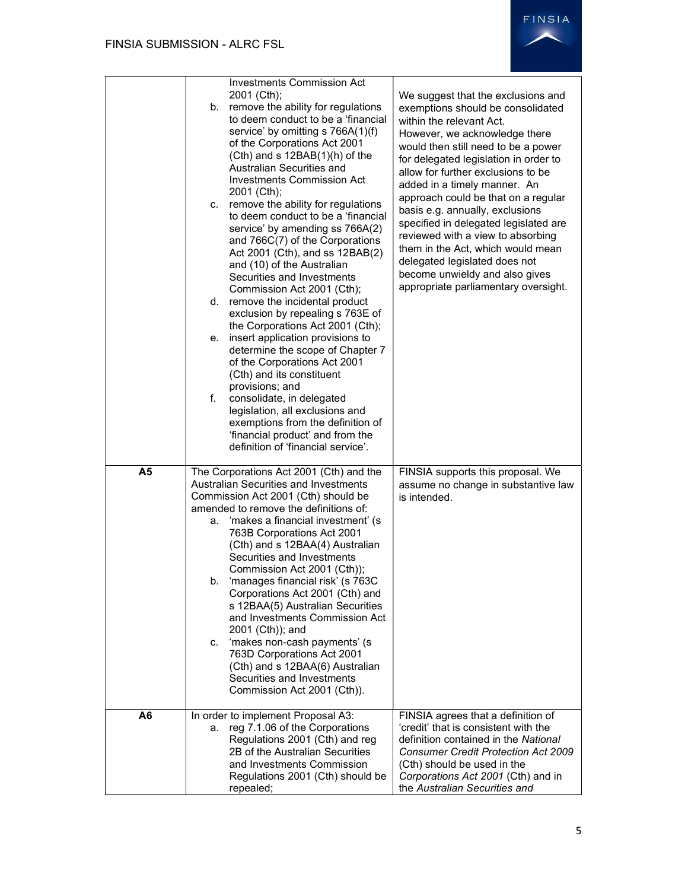| | | |
|---|---|---|
| | Investments Commission Act 2001 (Cth);<br>b. remove the ability for regulations to deem conduct to be a 'financial service' by omitting s 766A(1)(f) of the Corporations Act 2001 (Cth) and s 12BAB(1)(h) of the Australian Securities and Investments Commission Act 2001 (Cth);<br>c. remove the ability for regulations to deem conduct to be a 'financial service' by amending ss 766A(2) and 766C(7) of the Corporations Act 2001 (Cth), and ss 12BAB(2) and (10) of the Australian Securities and Investments Commission Act 2001 (Cth);<br>d. remove the incidental product exclusion by repealing s 763E of the Corporations Act 2001 (Cth);<br>e. insert application provisions to determine the scope of Chapter 7 of the Corporations Act 2001 (Cth) and its constituent provisions; and<br>f. consolidate, in delegated legislation, all exclusions and exemptions from the definition of 'financial product' and from the definition of 'financial service'. | We suggest that the exclusions and exemptions should be consolidated within the relevant Act.<br>However, we acknowledge there would then still need to be a power for delegated legislation in order to allow for further exclusions to be added in a timely manner. An approach could be that on a regular basis e.g. annually, exclusions specified in delegated legislated are reviewed with a view to absorbing them in the Act, which would mean delegated legislated does not become unwieldy and also gives appropriate parliamentary oversight. |
| **A5** | The Corporations Act 2001 (Cth) and the Australian Securities and Investments Commission Act 2001 (Cth) should be amended to remove the definitions of:<br>a. 'makes a financial investment' (s 763B Corporations Act 2001 (Cth) and s 12BAA(4) Australian Securities and Investments Commission Act 2001 (Cth));<br>b. 'manages financial risk' (s 763C Corporations Act 2001 (Cth) and s 12BAA(5) Australian Securities and Investments Commission Act 2001 (Cth)); and<br>c. 'makes non-cash payments' (s 763D Corporations Act 2001 (Cth) and s 12BAA(6) Australian Securities and Investments Commission Act 2001 (Cth)). | FINSIA supports this proposal. We assume no change in substantive law is intended. |
| **A6** | In order to implement Proposal A3:<br>a. reg 7.1.06 of the Corporations Regulations 2001 (Cth) and reg 2B of the Australian Securities and Investments Commission Regulations 2001 (Cth) should be repealed; | FINSIA agrees that a definition of 'credit' that is consistent with the definition contained in the *National Consumer Credit Protection Act 2009* (Cth) should be used in the *Corporations Act 2001* (Cth) and in the *Australian Securities and* |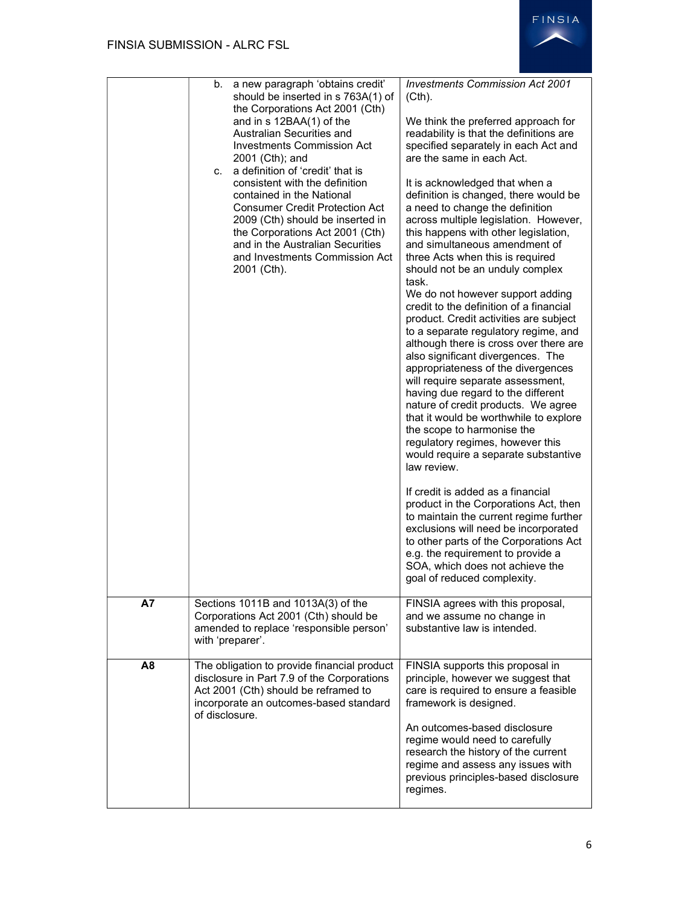| | | |
|---|---|---|
| | b. a new paragraph 'obtains credit' should be inserted in s 763A(1) of the Corporations Act 2001 (Cth) and in s 12BAA(1) of the Australian Securities and Investments Commission Act 2001 (Cth); and<br>c. a definition of 'credit' that is consistent with the definition contained in the National Consumer Credit Protection Act 2009 (Cth) should be inserted in the Corporations Act 2001 (Cth) and in the Australian Securities and Investments Commission Act 2001 (Cth). | *Investments Commission Act 2001* (Cth).<br><br>We think the preferred approach for readability is that the definitions are specified separately in each Act and are the same in each Act.<br><br>It is acknowledged that when a definition is changed, there would be a need to change the definition across multiple legislation. However, this happens with other legislation, and simultaneous amendment of three Acts when this is required should not be an unduly complex task.<br>We do not however support adding credit to the definition of a financial product. Credit activities are subject to a separate regulatory regime, and although there is cross over there are also significant divergences. The appropriateness of the divergences will require separate assessment, having due regard to the different nature of credit products. We agree that it would be worthwhile to explore the scope to harmonise the regulatory regimes, however this would require a separate substantive law review.<br><br>If credit is added as a financial product in the Corporations Act, then to maintain the current regime further exclusions will need be incorporated to other parts of the Corporations Act e.g. the requirement to provide a SOA, which does not achieve the goal of reduced complexity. |
| **A7** | Sections 1011B and 1013A(3) of the Corporations Act 2001 (Cth) should be amended to replace 'responsible person' with 'preparer'. | FINSIA agrees with this proposal, and we assume no change in substantive law is intended. |
| **A8** | The obligation to provide financial product disclosure in Part 7.9 of the Corporations Act 2001 (Cth) should be reframed to incorporate an outcomes-based standard of disclosure. | FINSIA supports this proposal in principle, however we suggest that care is required to ensure a feasible framework is designed.<br><br>An outcomes-based disclosure regime would need to carefully research the history of the current regime and assess any issues with previous principles-based disclosure regimes. |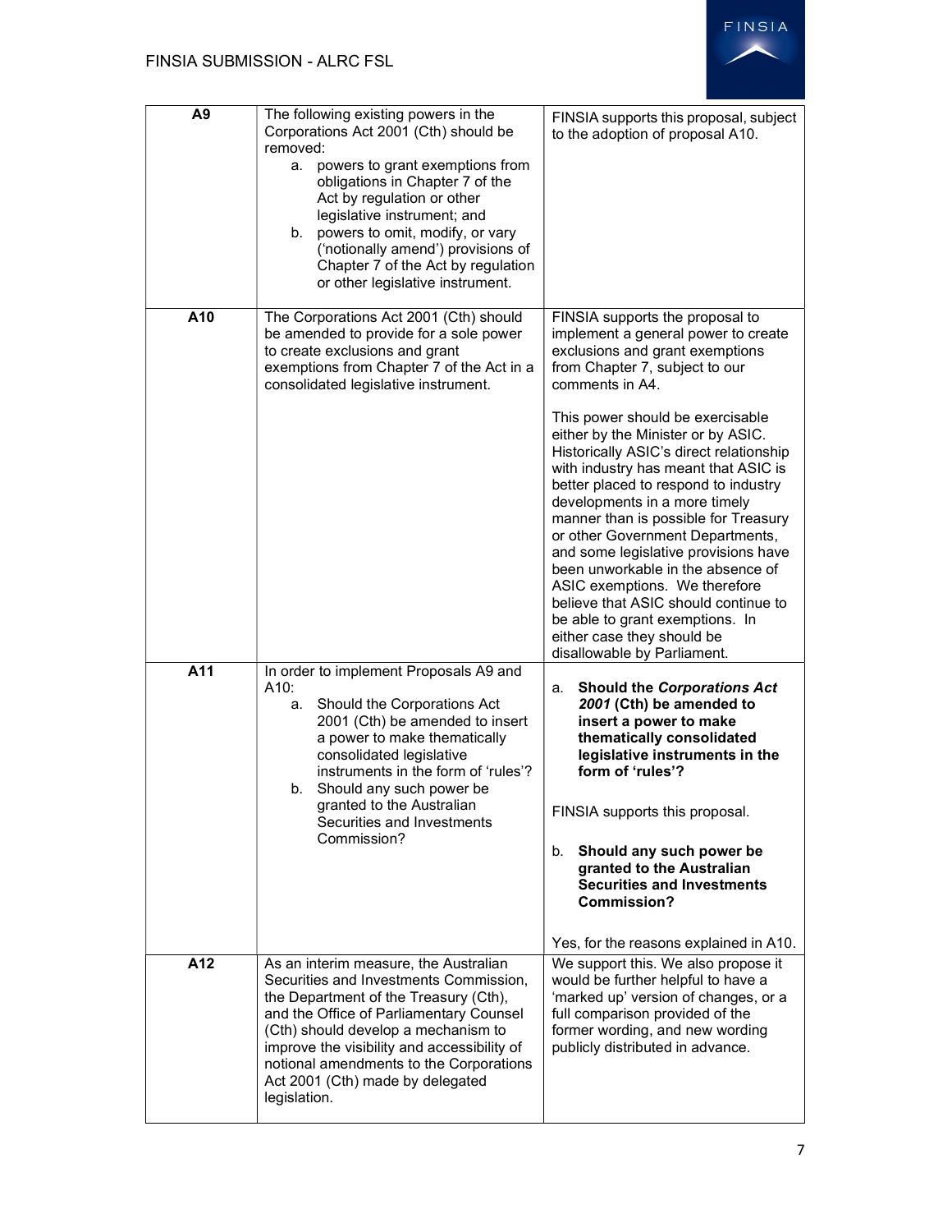| | | |
|---|---|---|
| **A9** | The following existing powers in the Corporations Act 2001 (Cth) should be removed:<br>a. powers to grant exemptions from obligations in Chapter 7 of the Act by regulation or other legislative instrument; and<br>b. powers to omit, modify, or vary ('notionally amend') provisions of Chapter 7 of the Act by regulation or other legislative instrument. | FINSIA supports this proposal, subject to the adoption of proposal A10. |
| **A10** | The Corporations Act 2001 (Cth) should be amended to provide for a sole power to create exclusions and grant exemptions from Chapter 7 of the Act in a consolidated legislative instrument. | FINSIA supports the proposal to implement a general power to create exclusions and grant exemptions from Chapter 7, subject to our comments in A4.<br><br>This power should be exercisable either by the Minister or by ASIC. Historically ASIC's direct relationship with industry has meant that ASIC is better placed to respond to industry developments in a more timely manner than is possible for Treasury or other Government Departments, and some legislative provisions have been unworkable in the absence of ASIC exemptions. We therefore believe that ASIC should continue to be able to grant exemptions. In either case they should be disallowable by Parliament. |
| **A11** | In order to implement Proposals A9 and A10:<br>a. Should the Corporations Act 2001 (Cth) be amended to insert a power to make thematically consolidated legislative instruments in the form of 'rules'?<br>b. Should any such power be granted to the Australian Securities and Investments Commission? | a. **Should the *Corporations Act 2001* (Cth) be amended to insert a power to make thematically consolidated legislative instruments in the form of 'rules'?**<br><br>FINSIA supports this proposal.<br><br>b. **Should any such power be granted to the Australian Securities and Investments Commission?**<br><br>Yes, for the reasons explained in A10. |
| **A12** | As an interim measure, the Australian Securities and Investments Commission, the Department of the Treasury (Cth), and the Office of Parliamentary Counsel (Cth) should develop a mechanism to improve the visibility and accessibility of notional amendments to the Corporations Act 2001 (Cth) made by delegated legislation. | We support this. We also propose it would be further helpful to have a 'marked up' version of changes, or a full comparison provided of the former wording, and new wording publicly distributed in advance. |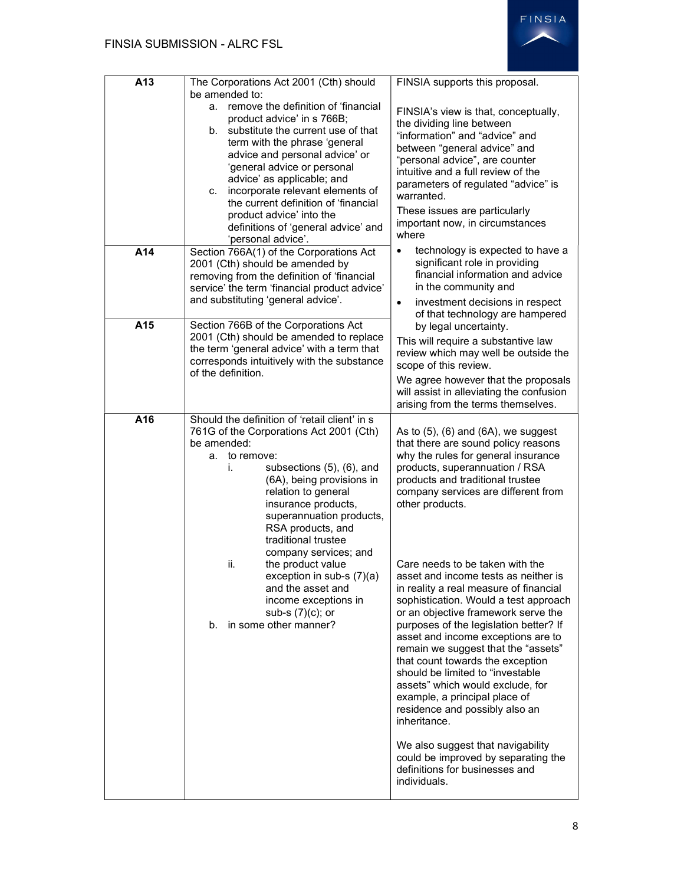| | | |
|---|---|---|
| A13 | The Corporations Act 2001 (Cth) should be amended to:<br>a. remove the definition of 'financial product advice' in s 766B;<br>b. substitute the current use of that term with the phrase 'general advice and personal advice' or 'general advice or personal advice' as applicable; and<br>c. incorporate relevant elements of the current definition of 'financial product advice' into the definitions of 'general advice' and 'personal advice'. | FINSIA supports this proposal.<br><br>FINSIA's view is that, conceptually, the dividing line between "information" and "advice" and between "general advice" and "personal advice", are counter intuitive and a full review of the parameters of regulated "advice" is warranted.<br><br>These issues are particularly important now, in circumstances where<br>• technology is expected to have a significant role in providing financial information and advice in the community and<br>• investment decisions in respect of that technology are hampered by legal uncertainty.<br><br>This will require a substantive law review which may well be outside the scope of this review.<br><br>We agree however that the proposals will assist in alleviating the confusion arising from the terms themselves. |
| A14 | Section 766A(1) of the Corporations Act 2001 (Cth) should be amended by removing from the definition of 'financial service' the term 'financial product advice' and substituting 'general advice'. | |
| A15 | Section 766B of the Corporations Act 2001 (Cth) should be amended to replace the term 'general advice' with a term that corresponds intuitively with the substance of the definition. | |
| A16 | Should the definition of 'retail client' in s 761G of the Corporations Act 2001 (Cth) be amended:<br>a. to remove:<br>i. subsections (5), (6), and (6A), being provisions in relation to general insurance products, superannuation products, RSA products, and traditional trustee company services; and<br>ii. the product value exception in sub-s (7)(a) and the asset and income exceptions in sub-s (7)(c); or<br>b. in some other manner? | As to (5), (6) and (6A), we suggest that there are sound policy reasons why the rules for general insurance products, superannuation / RSA products and traditional trustee company services are different from other products.<br><br>Care needs to be taken with the asset and income tests as neither is in reality a real measure of financial sophistication. Would a test approach or an objective framework serve the purposes of the legislation better? If asset and income exceptions are to remain we suggest that the "assets" that count towards the exception should be limited to "investable assets" which would exclude, for example, a principal place of residence and possibly also an inheritance.<br><br>We also suggest that navigability could be improved by separating the definitions for businesses and individuals. |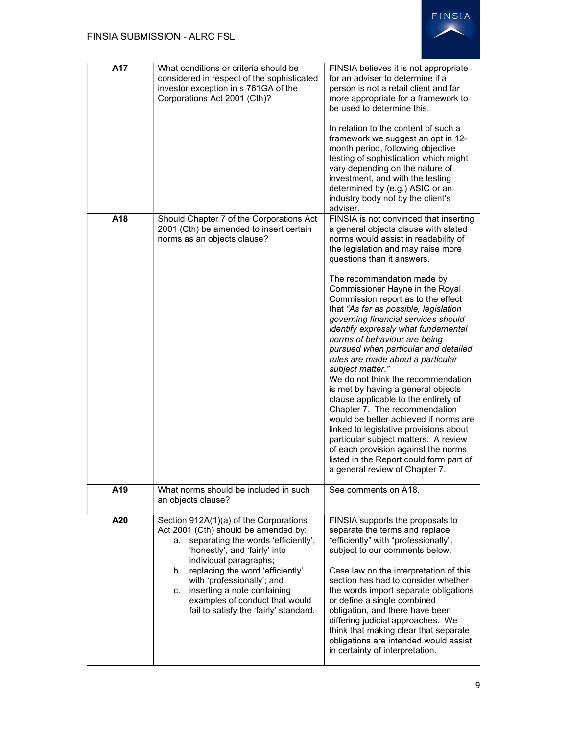| | | |
|---|---|---|
| **A17** | What conditions or criteria should be considered in respect of the sophisticated investor exception in s 761GA of the Corporations Act 2001 (Cth)? | FINSIA believes it is not appropriate for an adviser to determine if a person is not a retail client and far more appropriate for a framework to be used to determine this.<br><br>In relation to the content of such a framework we suggest an opt in 12-month period, following objective testing of sophistication which might vary depending on the nature of investment, and with the testing determined by (e.g.) ASIC or an industry body not by the client's adviser. |
| **A18** | Should Chapter 7 of the Corporations Act 2001 (Cth) be amended to insert certain norms as an objects clause? | FINSIA is not convinced that inserting a general objects clause with stated norms would assist in readability of the legislation and may raise more questions than it answers.<br><br>The recommendation made by Commissioner Hayne in the Royal Commission report as to the effect that *"As far as possible, legislation governing financial services should identify expressly what fundamental norms of behaviour are being pursued when particular and detailed rules are made about a particular subject matter."*<br>We do not think the recommendation is met by having a general objects clause applicable to the entirety of Chapter 7. The recommendation would be better achieved if norms are linked to legislative provisions about particular subject matters. A review of each provision against the norms listed in the Report could form part of a general review of Chapter 7. |
| **A19** | What norms should be included in such an objects clause? | See comments on A18. |
| **A20** | Section 912A(1)(a) of the Corporations Act 2001 (Cth) should be amended by:<br>a. separating the words 'efficiently', 'honestly', and 'fairly' into individual paragraphs;<br>b. replacing the word 'efficiently' with 'professionally'; and<br>c. inserting a note containing examples of conduct that would fail to satisfy the 'fairly' standard. | FINSIA supports the proposals to separate the terms and replace "efficiently" with "professionally", subject to our comments below.<br><br>Case law on the interpretation of this section has had to consider whether the words import separate obligations or define a single combined obligation, and there have been differing judicial approaches. We think that making clear that separate obligations are intended would assist in certainty of interpretation. |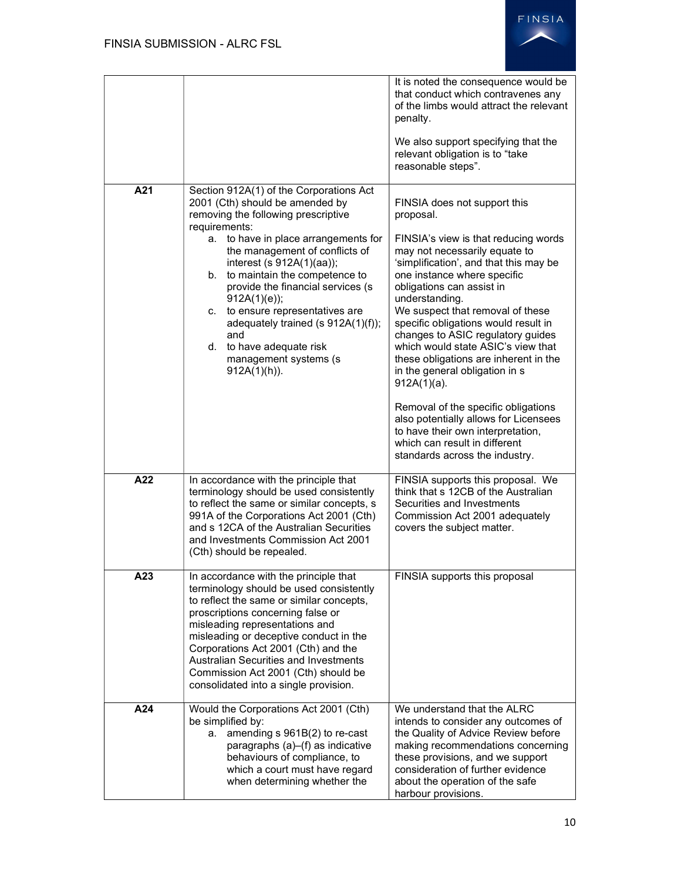|  |  |  |
|---|---|---|
|  |  | It is noted the consequence would be that conduct which contravenes any of the limbs would attract the relevant penalty.<br><br>We also support specifying that the relevant obligation is to "take reasonable steps". |
| **A21** | Section 912A(1) of the Corporations Act 2001 (Cth) should be amended by removing the following prescriptive requirements:<br>a. to have in place arrangements for the management of conflicts of interest (s 912A(1)(aa));<br>b. to maintain the competence to provide the financial services (s 912A(1)(e));<br>c. to ensure representatives are adequately trained (s 912A(1)(f)); and<br>d. to have adequate risk management systems (s 912A(1)(h)). | FINSIA does not support this proposal.<br><br>FINSIA's view is that reducing words may not necessarily equate to 'simplification', and that this may be one instance where specific obligations can assist in understanding.<br>We suspect that removal of these specific obligations would result in changes to ASIC regulatory guides which would state ASIC's view that these obligations are inherent in the in the general obligation in s 912A(1)(a).<br><br>Removal of the specific obligations also potentially allows for Licensees to have their own interpretation, which can result in different standards across the industry. |
| **A22** | In accordance with the principle that terminology should be used consistently to reflect the same or similar concepts, s 991A of the Corporations Act 2001 (Cth) and s 12CA of the Australian Securities and Investments Commission Act 2001 (Cth) should be repealed. | FINSIA supports this proposal. We think that s 12CB of the Australian Securities and Investments Commission Act 2001 adequately covers the subject matter. |
| **A23** | In accordance with the principle that terminology should be used consistently to reflect the same or similar concepts, proscriptions concerning false or misleading representations and misleading or deceptive conduct in the Corporations Act 2001 (Cth) and the Australian Securities and Investments Commission Act 2001 (Cth) should be consolidated into a single provision. | FINSIA supports this proposal |
| **A24** | Would the Corporations Act 2001 (Cth) be simplified by:<br>a. amending s 961B(2) to re-cast paragraphs (a)–(f) as indicative behaviours of compliance, to which a court must have regard when determining whether the | We understand that the ALRC intends to consider any outcomes of the Quality of Advice Review before making recommendations concerning these provisions, and we support consideration of further evidence about the operation of the safe harbour provisions. |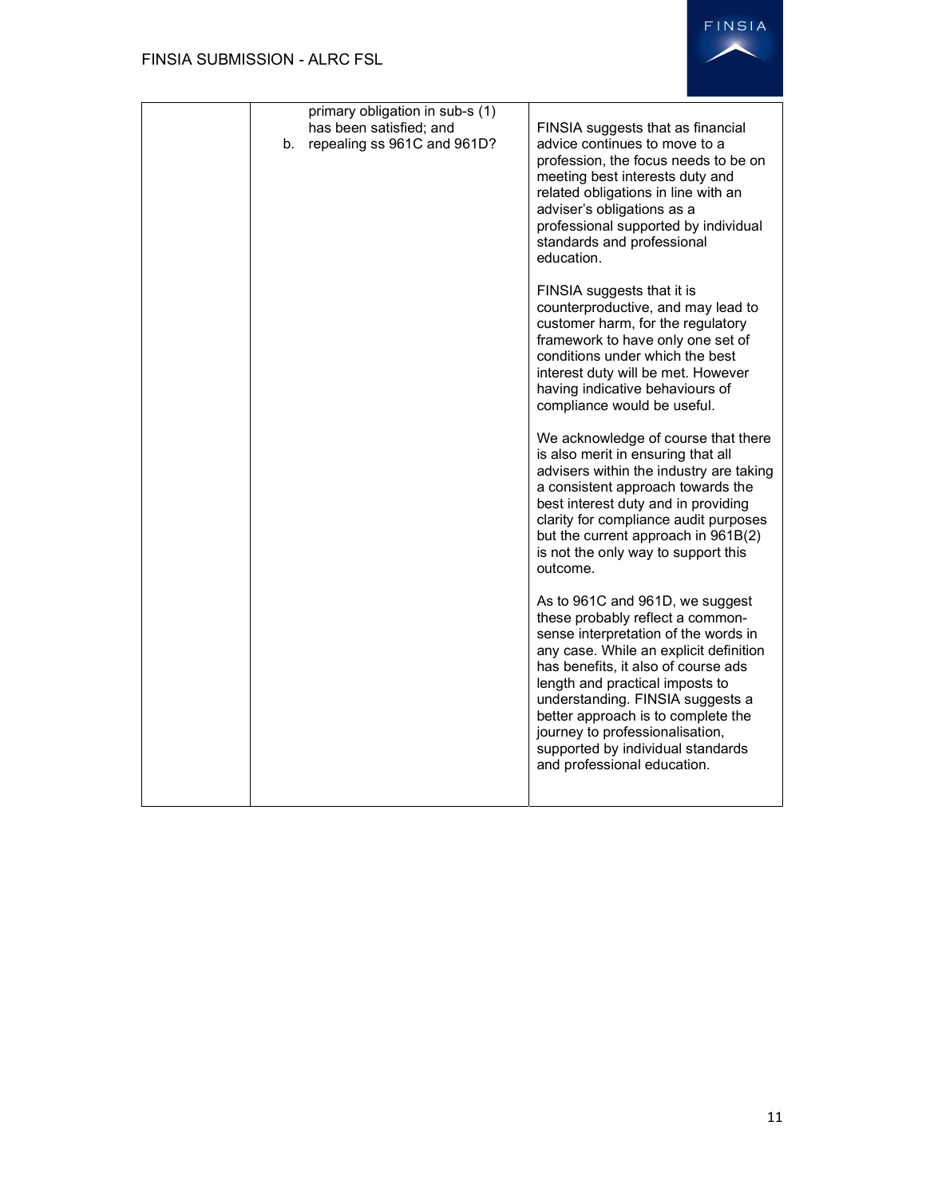| | | |
|---|---|---|
| | primary obligation in sub-s (1) has been satisfied; and<br>b. repealing ss 961C and 961D? | FINSIA suggests that as financial advice continues to move to a profession, the focus needs to be on meeting best interests duty and related obligations in line with an adviser's obligations as a professional supported by individual standards and professional education.<br><br>FINSIA suggests that it is counterproductive, and may lead to customer harm, for the regulatory framework to have only one set of conditions under which the best interest duty will be met. However having indicative behaviours of compliance would be useful.<br><br>We acknowledge of course that there is also merit in ensuring that all advisers within the industry are taking a consistent approach towards the best interest duty and in providing clarity for compliance audit purposes but the current approach in 961B(2) is not the only way to support this outcome.<br><br>As to 961C and 961D, we suggest these probably reflect a common-sense interpretation of the words in any case. While an explicit definition has benefits, it also of course ads length and practical imposts to understanding. FINSIA suggests a better approach is to complete the journey to professionalisation, supported by individual standards and professional education. |